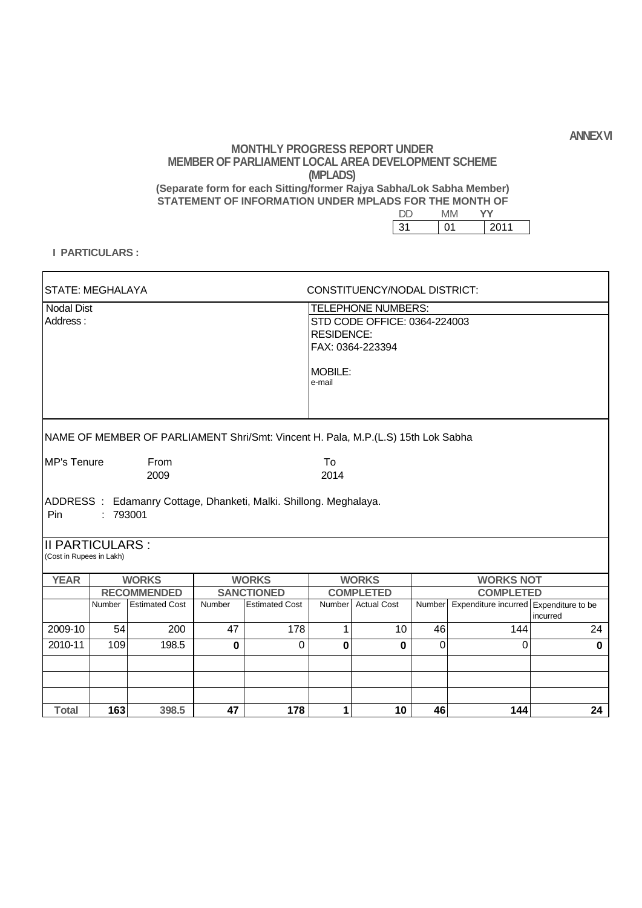ANNEX VI

# MONTHLY PROGRESS REPORT UNDER MEMBER OF PARLIAMENT LOCAL AREA DEVELOPMENT SCHEME (MPLADS)

**(Separate form for each Sitting/former Rajya Sabha/Lok Sabha Member)**

**STATEMENT OF INFORMATION UNDER MPLADS FOR THE MONTH OF**

| DD | MM | YY |
|---|---|---|
| 31 | 01 | 2011 |

**I PARTICULARS :**

STATE: MEGHALAYA

CONSTITUENCY/NODAL DISTRICT:

Nodal Dist

Address :

TELEPHONE NUMBERS:

STD CODE OFFICE: 0364-224003

RESIDENCE:

FAX: 0364-223394

MOBILE:

e-mail

NAME OF MEMBER OF PARLIAMENT Shri/Smt: Vincent H. Pala, M.P.(L.S) 15th Lok Sabha

MP's Tenure From 2009 To 2014

ADDRESS : Edamanry Cottage, Dhanketi, Malki. Shillong. Meghalaya.

Pin : 793001

## II PARTICULARS :

(Cost in Rupees in Lakh)

| YEAR | WORKS RECOMMENDED | | WORKS SANCTIONED | | WORKS COMPLETED | | WORKS NOT COMPLETED | | |
|---|---|---|---|---|---|---|---|---|---|
| | Number | Estimated Cost | Number | Estimated Cost | Number | Actual Cost | Number | Expenditure incurred | Expenditure to be incurred |
| 2009-10 | 54 | 200 | 47 | 178 | 1 | 10 | 46 | 144 | 24 |
| 2010-11 | 109 | 198.5 | **0** | 0 | **0** | **0** | 0 | 0 | **0** |
| | | | | | | | | | |
| | | | | | | | | | |
| | | | | | | | | | |
| **Total** | **163** | **398.5** | **47** | **178** | **1** | **10** | **46** | **144** | **24** |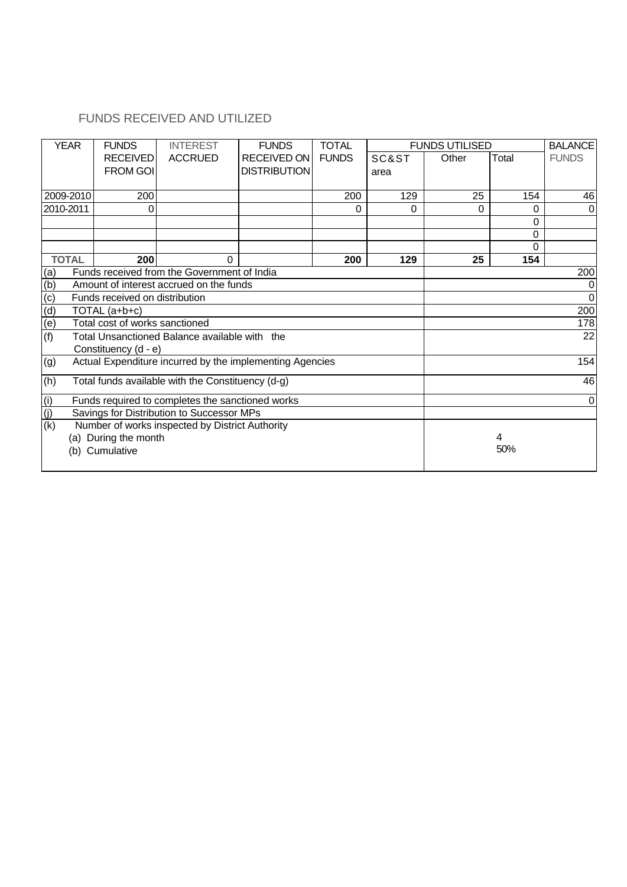## FUNDS RECEIVED AND UTILIZED

| YEAR | FUNDS RECEIVED FROM GOI | INTEREST ACCRUED | FUNDS RECEIVED ON DISTRIBUTION | TOTAL FUNDS | FUNDS UTILISED | | | BALANCE FUNDS |
|---|---|---|---|---|---|---|---|---|
| | | | | | SC&ST area | Other | Total | |
| 2009-2010 | 200 | | | 200 | 129 | 25 | 154 | 46 |
| 2010-2011 | 0 | | | 0 | 0 | 0 | 0 | 0 |
| | | | | | | | 0 | |
| | | | | | | | 0 | |
| | | | | | | | 0 | |
| **TOTAL** | **200** | 0 | | **200** | **129** | **25** | **154** | |

| | | |
|---|---|---|
| (a) | Funds received from the Government of India | 200 |
| (b) | Amount of interest accrued on the funds | 0 |
| (c) | Funds received on distribution | 0 |
| (d) | TOTAL (a+b+c) | 200 |
| (e) | Total cost of works sanctioned | 178 |
| (f) | Total Unsanctioned Balance available with the Constituency (d - e) | 22 |
| (g) | Actual Expenditure incurred by the implementing Agencies | 154 |
| (h) | Total funds available with the Constituency (d-g) | 46 |
| (i) | Funds required to completes the sanctioned works | 0 |
| (j) | Savings for Distribution to Successor MPs | |
| (k) | Number of works inspected by District Authority<br>(a) During the month<br>(b) Cumulative | <br>4<br>50% |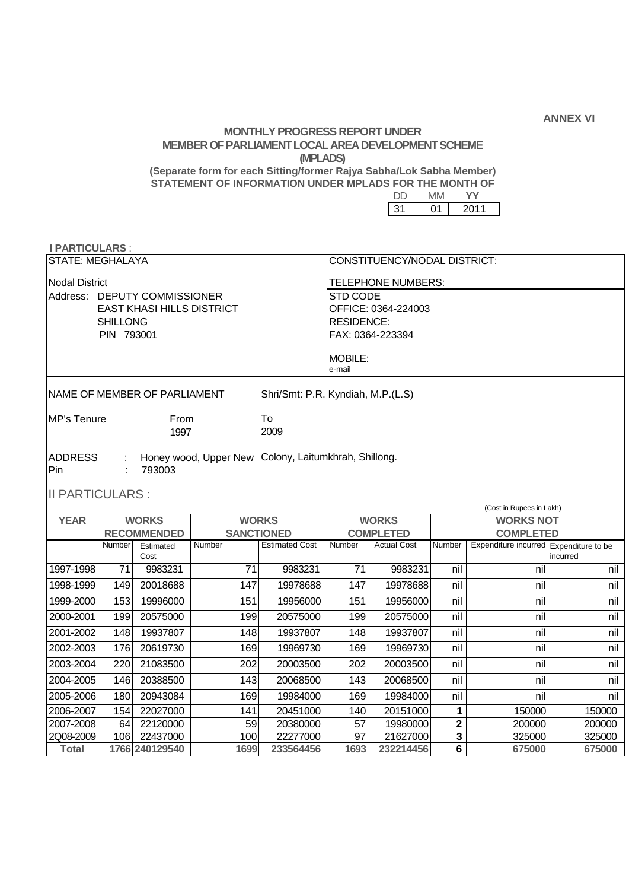**ANNEX VI**

**MONTHLY PROGRESS REPORT UNDER**
**MEMBER OF PARLIAMENT LOCAL AREA DEVELOPMENT SCHEME**
**(MPLADS)**
**(Separate form for each Sitting/former Rajya Sabha/Lok Sabha Member)**
**STATEMENT OF INFORMATION UNDER MPLADS FOR THE MONTH OF**

| DD | MM | YY |
|---|---|---|
| 31 | 01 | 2011 |

**I PARTICULARS** :

| STATE: MEGHALAYA | CONSTITUENCY/NODAL DISTRICT: |
|---|---|
| Nodal District<br>Address: DEPUTY COMMISSIONER<br>EAST KHASI HILLS DISTRICT<br>SHILLONG<br>PIN 793001 | TELEPHONE NUMBERS:<br>STD CODE<br>OFFICE: 0364-224003<br>RESIDENCE:<br>FAX: 0364-223394<br><br>MOBILE:<br>e-mail |

NAME OF MEMBER OF PARLIAMENT Shri/Smt: P.R. Kyndiah, M.P.(L.S)

MP's Tenure From 1997 To 2009

ADDRESS : Honey wood, Upper New Colony, Laitumkhrah, Shillong.
Pin : 793003

II PARTICULARS :

(Cost in Rupees in Lakh)

| YEAR | WORKS RECOMMENDED | | WORKS SANCTIONED | | WORKS COMPLETED | | WORKS NOT COMPLETED | | |
|---|---|---|---|---|---|---|---|---|---|
| | Number | Estimated Cost | Number | Estimated Cost | Number | Actual Cost | Number | Expenditure incurred | Expenditure to be incurred |
| 1997-1998 | 71 | 9983231 | 71 | 9983231 | 71 | 9983231 | nil | nil | nil |
| 1998-1999 | 149 | 20018688 | 147 | 19978688 | 147 | 19978688 | nil | nil | nil |
| 1999-2000 | 153 | 19996000 | 151 | 19956000 | 151 | 19956000 | nil | nil | nil |
| 2000-2001 | 199 | 20575000 | 199 | 20575000 | 199 | 20575000 | nil | nil | nil |
| 2001-2002 | 148 | 19937807 | 148 | 19937807 | 148 | 19937807 | nil | nil | nil |
| 2002-2003 | 176 | 20619730 | 169 | 19969730 | 169 | 19969730 | nil | nil | nil |
| 2003-2004 | 220 | 21083500 | 202 | 20003500 | 202 | 20003500 | nil | nil | nil |
| 2004-2005 | 146 | 20388500 | 143 | 20068500 | 143 | 20068500 | nil | nil | nil |
| 2005-2006 | 180 | 20943084 | 169 | 19984000 | 169 | 19984000 | nil | nil | nil |
| 2006-2007 | 154 | 22027000 | 141 | 20451000 | 140 | 20151000 | **1** | 150000 | 150000 |
| 2007-2008 | 64 | 22120000 | 59 | 20380000 | 57 | 19980000 | **2** | 200000 | 200000 |
| 2Q08-2009 | 106 | 22437000 | 100 | 22277000 | 97 | 21627000 | **3** | 325000 | 325000 |
| **Total** | **1766** | **240129540** | **1699** | **233564456** | **1693** | **232214456** | **6** | **675000** | **675000** |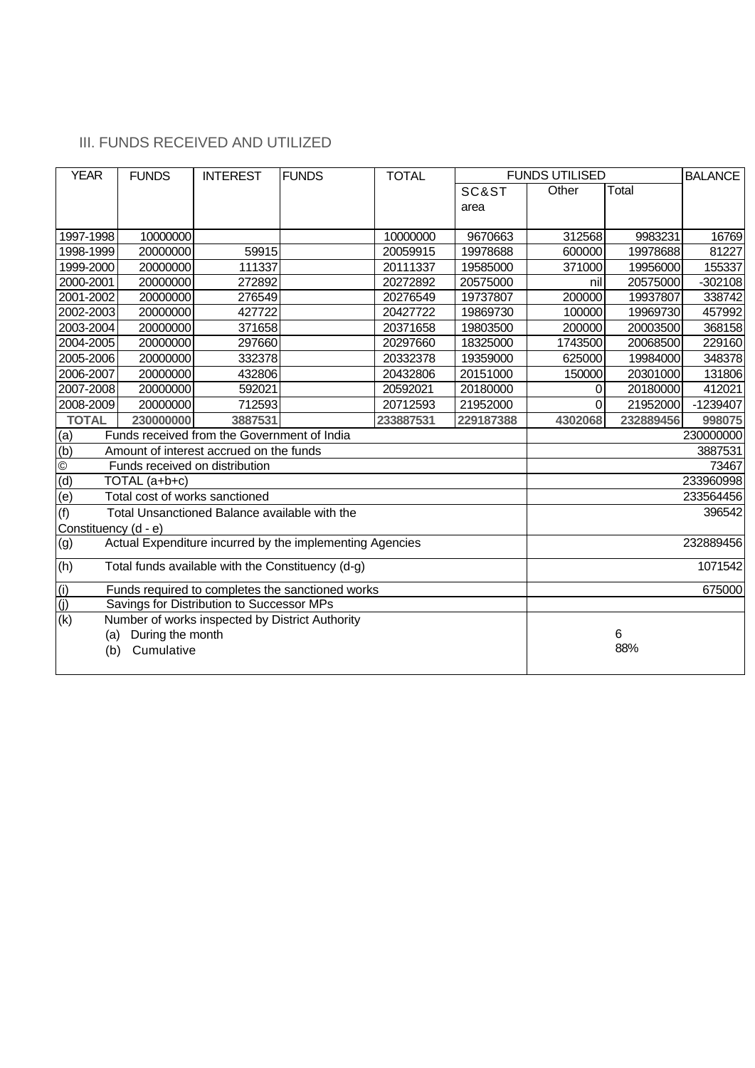III. FUNDS RECEIVED AND UTILIZED

| YEAR | FUNDS | INTEREST | FUNDS | TOTAL | FUNDS UTILISED | | | BALANCE |
|---|---|---|---|---|---|---|---|---|
| | | | | | SC&ST area | Other | Total | |
| 1997-1998 | 10000000 | | | 10000000 | 9670663 | 312568 | 9983231 | 16769 |
| 1998-1999 | 20000000 | 59915 | | 20059915 | 19978688 | 600000 | 19978688 | 81227 |
| 1999-2000 | 20000000 | 111337 | | 20111337 | 19585000 | 371000 | 19956000 | 155337 |
| 2000-2001 | 20000000 | 272892 | | 20272892 | 20575000 | nil | 20575000 | -302108 |
| 2001-2002 | 20000000 | 276549 | | 20276549 | 19737807 | 200000 | 19937807 | 338742 |
| 2002-2003 | 20000000 | 427722 | | 20427722 | 19869730 | 100000 | 19969730 | 457992 |
| 2003-2004 | 20000000 | 371658 | | 20371658 | 19803500 | 200000 | 20003500 | 368158 |
| 2004-2005 | 20000000 | 297660 | | 20297660 | 18325000 | 1743500 | 20068500 | 229160 |
| 2005-2006 | 20000000 | 332378 | | 20332378 | 19359000 | 625000 | 19984000 | 348378 |
| 2006-2007 | 20000000 | 432806 | | 20432806 | 20151000 | 150000 | 20301000 | 131806 |
| 2007-2008 | 20000000 | 592021 | | 20592021 | 20180000 | 0 | 20180000 | 412021 |
| 2008-2009 | 20000000 | 712593 | | 20712593 | 21952000 | 0 | 21952000 | -1239407 |
| **TOTAL** | **230000000** | **3887531** | | **233887531** | **229187388** | **4302068** | **232889456** | **998075** |

| | | |
|---|---|---|
| (a) | Funds received from the Government of India | 230000000 |
| (b) | Amount of interest accrued on the funds | 3887531 |
| © | Funds received on distribution | 73467 |
| (d) | TOTAL (a+b+c) | 233960998 |
| (e) | Total cost of works sanctioned | 233564456 |
| (f) | Total Unsanctioned Balance available with the Constituency (d - e) | 396542 |
| (g) | Actual Expenditure incurred by the implementing Agencies | 232889456 |
| (h) | Total funds available with the Constituency (d-g) | 1071542 |
| (i) | Funds required to completes the sanctioned works | 675000 |
| (j) | Savings for Distribution to Successor MPs | |
| (k) | Number of works inspected by District Authority<br>(a) During the month<br>(b) Cumulative | <br>6<br>88% |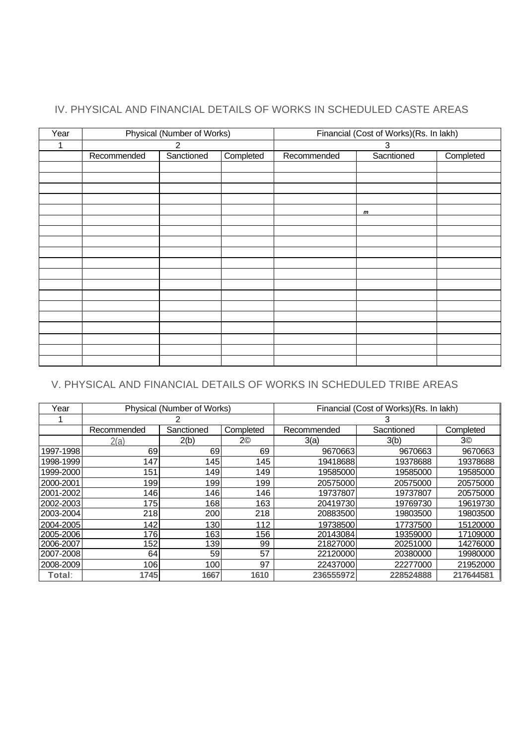## IV. PHYSICAL AND FINANCIAL DETAILS OF WORKS IN SCHEDULED CASTE AREAS

| Year | Physical (Number of Works) | | | Financial (Cost of Works)(Rs. In lakh) | | |
|---|---|---|---|---|---|---|
| 1 | 2 | | | 3 | | |
| | Recommended | Sanctioned | Completed | Recommended | Sacntioned | Completed |
| | | | | | | |
| | | | | | | |
| | | | | | | |
| | | | | | | |
| | | | | | *m* | |
| | | | | | | |
| | | | | | | |
| | | | | | | |
| | | | | | | |
| | | | | | | |
| | | | | | | |
| | | | | | | |
| | | | | | | |
| | | | | | | |
| | | | | | | |
| | | | | | | |
| | | | | | | |
| | | | | | | |
| | | | | | | |

## V. PHYSICAL AND FINANCIAL DETAILS OF WORKS IN SCHEDULED TRIBE AREAS

| Year | Physical (Number of Works) | | | Financial (Cost of Works)(Rs. In lakh) | | |
|---|---|---|---|---|---|---|
| 1 | 2 | | | 3 | | |
| | Recommended | Sanctioned | Completed | Recommended | Sacntioned | Completed |
| | 2(a) | 2(b) | 2© | 3(a) | 3(b) | 3© |
| 1997-1998 | 69 | 69 | 69 | 9670663 | 9670663 | 9670663 |
| 1998-1999 | 147 | 145 | 145 | 19418688 | 19378688 | 19378688 |
| 1999-2000 | 151 | 149 | 149 | 19585000 | 19585000 | 19585000 |
| 2000-2001 | 199 | 199 | 199 | 20575000 | 20575000 | 20575000 |
| 2001-2002 | 146 | 146 | 146 | 19737807 | 19737807 | 20575000 |
| 2002-2003 | 175 | 168 | 163 | 20419730 | 19769730 | 19619730 |
| 2003-2004 | 218 | 200 | 218 | 20883500 | 19803500 | 19803500 |
| 2004-2005 | 142 | 130 | 112 | 19738500 | 17737500 | 15120000 |
| 2005-2006 | 176 | 163 | 156 | 20143084 | 19359000 | 17109000 |
| 2006-2007 | 152 | 139 | 99 | 21827000 | 20251000 | 14276000 |
| 2007-2008 | 64 | 59 | 57 | 22120000 | 20380000 | 19980000 |
| 2008-2009 | 106 | 100 | 97 | 22437000 | 22277000 | 21952000 |
| **Total:** | **1745** | **1667** | **1610** | **236555972** | **228524888** | **217644581** |